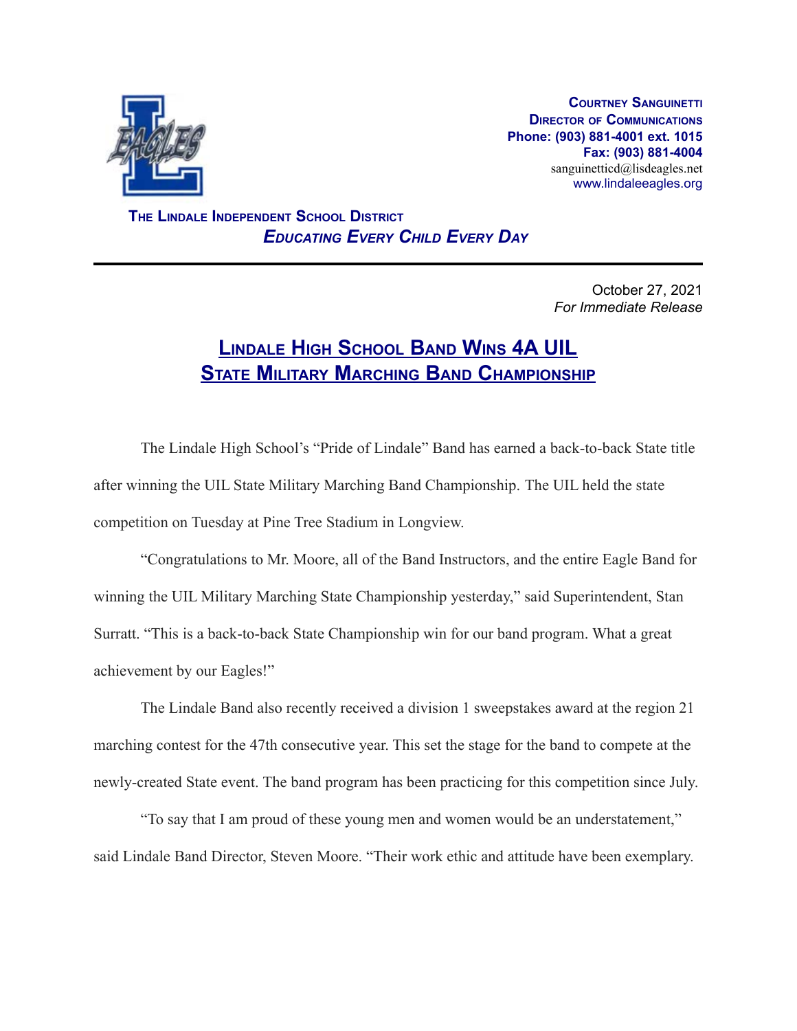**Courtney Sanguinetti**
**Director of Communications**
**Phone: (903) 881-4001 ext. 1015**
**Fax: (903) 881-4004**
sanguinetticd@lisdeagles.net
www.lindaleeagles.org

**The Lindale Independent School District**
***Educating Every Child Every Day***

---

October 27, 2021
*For Immediate Release*

# Lindale High School Band Wins 4A UIL State Military Marching Band Championship

The Lindale High School's "Pride of Lindale" Band has earned a back-to-back State title after winning the UIL State Military Marching Band Championship. The UIL held the state competition on Tuesday at Pine Tree Stadium in Longview.

"Congratulations to Mr. Moore, all of the Band Instructors, and the entire Eagle Band for winning the UIL Military Marching State Championship yesterday," said Superintendent, Stan Surratt. "This is a back-to-back State Championship win for our band program. What a great achievement by our Eagles!"

The Lindale Band also recently received a division 1 sweepstakes award at the region 21 marching contest for the 47th consecutive year. This set the stage for the band to compete at the newly-created State event. The band program has been practicing for this competition since July.

"To say that I am proud of these young men and women would be an understatement," said Lindale Band Director, Steven Moore. "Their work ethic and attitude have been exemplary.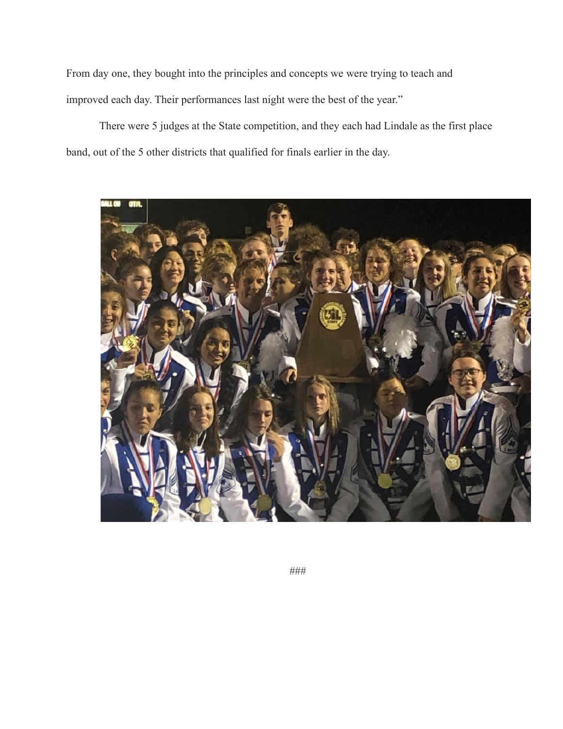From day one, they bought into the principles and concepts we were trying to teach and improved each day. Their performances last night were the best of the year."

There were 5 judges at the State competition, and they each had Lindale as the first place band, out of the 5 other districts that qualified for finals earlier in the day.

###